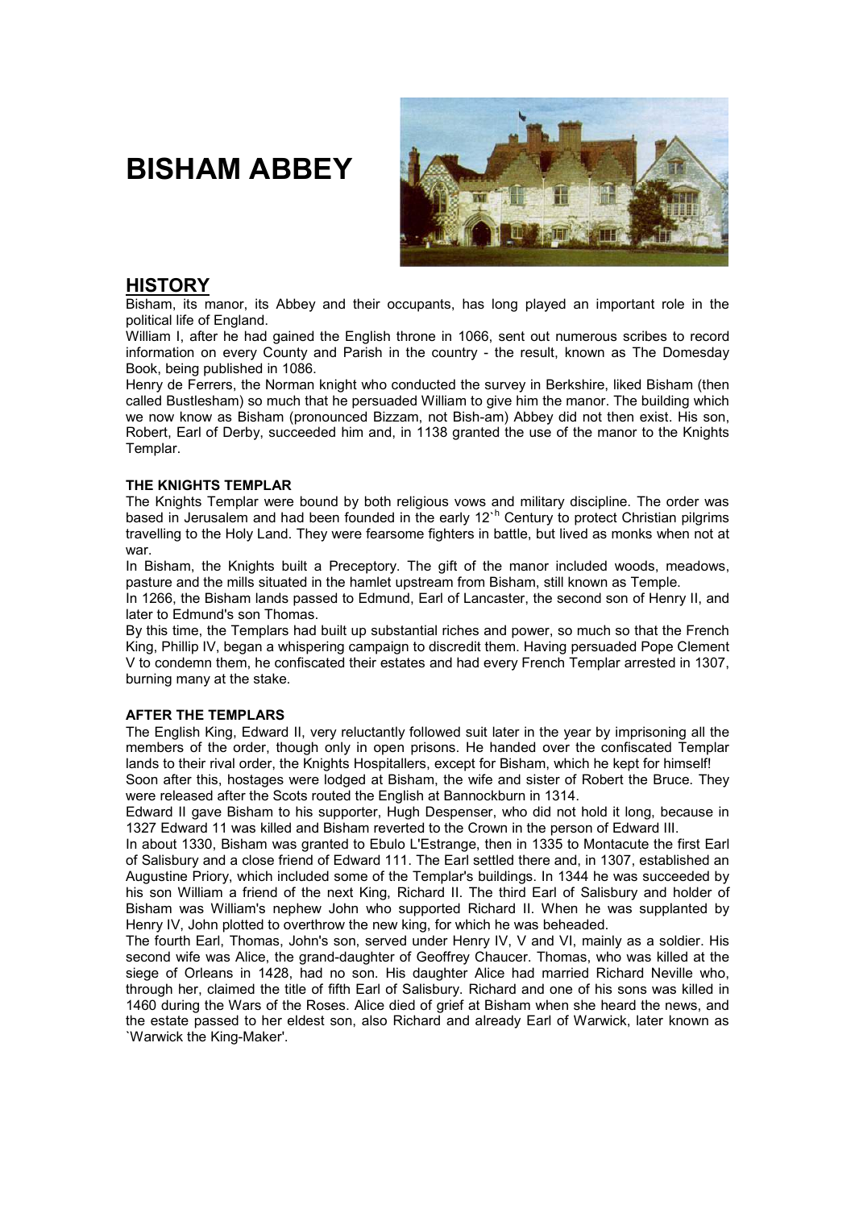# BISHAM ABBEY

## HISTORY

Bisham, its manor, its Abbey and their occupants, has long played an important role in the political life of England.

William I, after he had gained the English throne in 1066, sent out numerous scribes to record information on every County and Parish in the country - the result, known as The Domesday Book, being published in 1086.

Henry de Ferrers, the Norman knight who conducted the survey in Berkshire, liked Bisham (then called Bustlesham) so much that he persuaded William to give him the manor. The building which we now know as Bisham (pronounced Bizzam, not Bish-am) Abbey did not then exist. His son, Robert, Earl of Derby, succeeded him and, in 1138 granted the use of the manor to the Knights Templar.

### THE KNIGHTS TEMPLAR

The Knights Templar were bound by both religious vows and military discipline. The order was based in Jerusalem and had been founded in the early 12`h Century to protect Christian pilgrims travelling to the Holy Land. They were fearsome fighters in battle, but lived as monks when not at war.

In Bisham, the Knights built a Preceptory. The gift of the manor included woods, meadows, pasture and the mills situated in the hamlet upstream from Bisham, still known as Temple.

In 1266, the Bisham lands passed to Edmund, Earl of Lancaster, the second son of Henry II, and later to Edmund's son Thomas.

By this time, the Templars had built up substantial riches and power, so much so that the French King, Phillip IV, began a whispering campaign to discredit them. Having persuaded Pope Clement V to condemn them, he confiscated their estates and had every French Templar arrested in 1307, burning many at the stake.

### AFTER THE TEMPLARS

The English King, Edward II, very reluctantly followed suit later in the year by imprisoning all the members of the order, though only in open prisons. He handed over the confiscated Templar lands to their rival order, the Knights Hospitallers, except for Bisham, which he kept for himself!

Soon after this, hostages were lodged at Bisham, the wife and sister of Robert the Bruce. They were released after the Scots routed the English at Bannockburn in 1314.

Edward II gave Bisham to his supporter, Hugh Despenser, who did not hold it long, because in 1327 Edward 11 was killed and Bisham reverted to the Crown in the person of Edward III.

In about 1330, Bisham was granted to Ebulo L'Estrange, then in 1335 to Montacute the first Earl of Salisbury and a close friend of Edward 111. The Earl settled there and, in 1307, established an Augustine Priory, which included some of the Templar's buildings. In 1344 he was succeeded by his son William a friend of the next King, Richard II. The third Earl of Salisbury and holder of Bisham was William's nephew John who supported Richard II. When he was supplanted by Henry IV, John plotted to overthrow the new king, for which he was beheaded.

The fourth Earl, Thomas, John's son, served under Henry IV, V and VI, mainly as a soldier. His second wife was Alice, the grand-daughter of Geoffrey Chaucer. Thomas, who was killed at the siege of Orleans in 1428, had no son. His daughter Alice had married Richard Neville who, through her, claimed the title of fifth Earl of Salisbury. Richard and one of his sons was killed in 1460 during the Wars of the Roses. Alice died of grief at Bisham when she heard the news, and the estate passed to her eldest son, also Richard and already Earl of Warwick, later known as `Warwick the King-Maker'.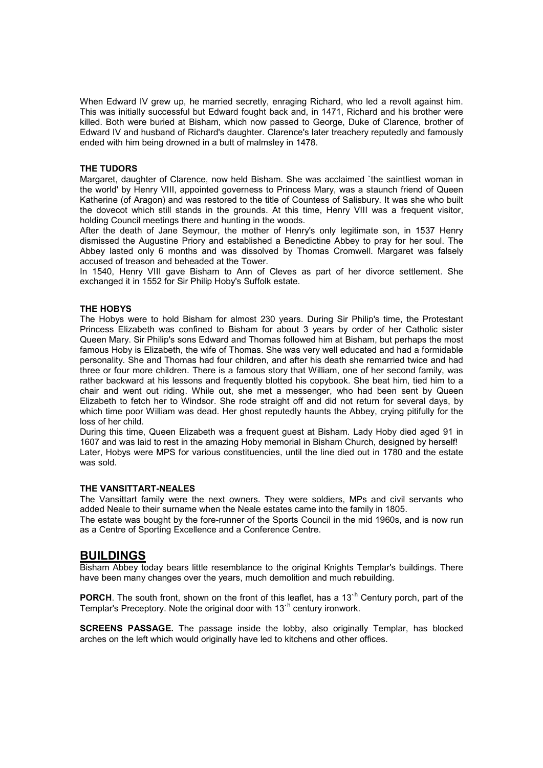When Edward IV grew up, he married secretly, enraging Richard, who led a revolt against him. This was initially successful but Edward fought back and, in 1471, Richard and his brother were killed. Both were buried at Bisham, which now passed to George, Duke of Clarence, brother of Edward IV and husband of Richard's daughter. Clarence's later treachery reputedly and famously ended with him being drowned in a butt of malmsley in 1478.

**THE TUDORS**

Margaret, daughter of Clarence, now held Bisham. She was acclaimed `the saintliest woman in the world' by Henry VIII, appointed governess to Princess Mary, was a staunch friend of Queen Katherine (of Aragon) and was restored to the title of Countess of Salisbury. It was she who built the dovecot which still stands in the grounds. At this time, Henry VIII was a frequent visitor, holding Council meetings there and hunting in the woods.

After the death of Jane Seymour, the mother of Henry's only legitimate son, in 1537 Henry dismissed the Augustine Priory and established a Benedictine Abbey to pray for her soul. The Abbey lasted only 6 months and was dissolved by Thomas Cromwell. Margaret was falsely accused of treason and beheaded at the Tower.

In 1540, Henry VIII gave Bisham to Ann of Cleves as part of her divorce settlement. She exchanged it in 1552 for Sir Philip Hoby's Suffolk estate.

**THE HOBYS**

The Hobys were to hold Bisham for almost 230 years. During Sir Philip's time, the Protestant Princess Elizabeth was confined to Bisham for about 3 years by order of her Catholic sister Queen Mary. Sir Philip's sons Edward and Thomas followed him at Bisham, but perhaps the most famous Hoby is Elizabeth, the wife of Thomas. She was very well educated and had a formidable personality. She and Thomas had four children, and after his death she remarried twice and had three or four more children. There is a famous story that William, one of her second family, was rather backward at his lessons and frequently blotted his copybook. She beat him, tied him to a chair and went out riding. While out, she met a messenger, who had been sent by Queen Elizabeth to fetch her to Windsor. She rode straight off and did not return for several days, by which time poor William was dead. Her ghost reputedly haunts the Abbey, crying pitifully for the loss of her child.

During this time, Queen Elizabeth was a frequent guest at Bisham. Lady Hoby died aged 91 in 1607 and was laid to rest in the amazing Hoby memorial in Bisham Church, designed by herself!

Later, Hobys were MPS for various constituencies, until the line died out in 1780 and the estate was sold.

**THE VANSITTART-NEALES**

The Vansittart family were the next owners. They were soldiers, MPs and civil servants who added Neale to their surname when the Neale estates came into the family in 1805.

The estate was bought by the fore-runner of the Sports Council in the mid 1960s, and is now run as a Centre of Sporting Excellence and a Conference Centre.

## BUILDINGS

Bisham Abbey today bears little resemblance to the original Knights Templar's buildings. There have been many changes over the years, much demolition and much rebuilding.

**PORCH**. The south front, shown on the front of this leaflet, has a 13`h Century porch, part of the Templar's Preceptory. Note the original door with 13`h century ironwork.

**SCREENS PASSAGE.** The passage inside the lobby, also originally Templar, has blocked arches on the left which would originally have led to kitchens and other offices.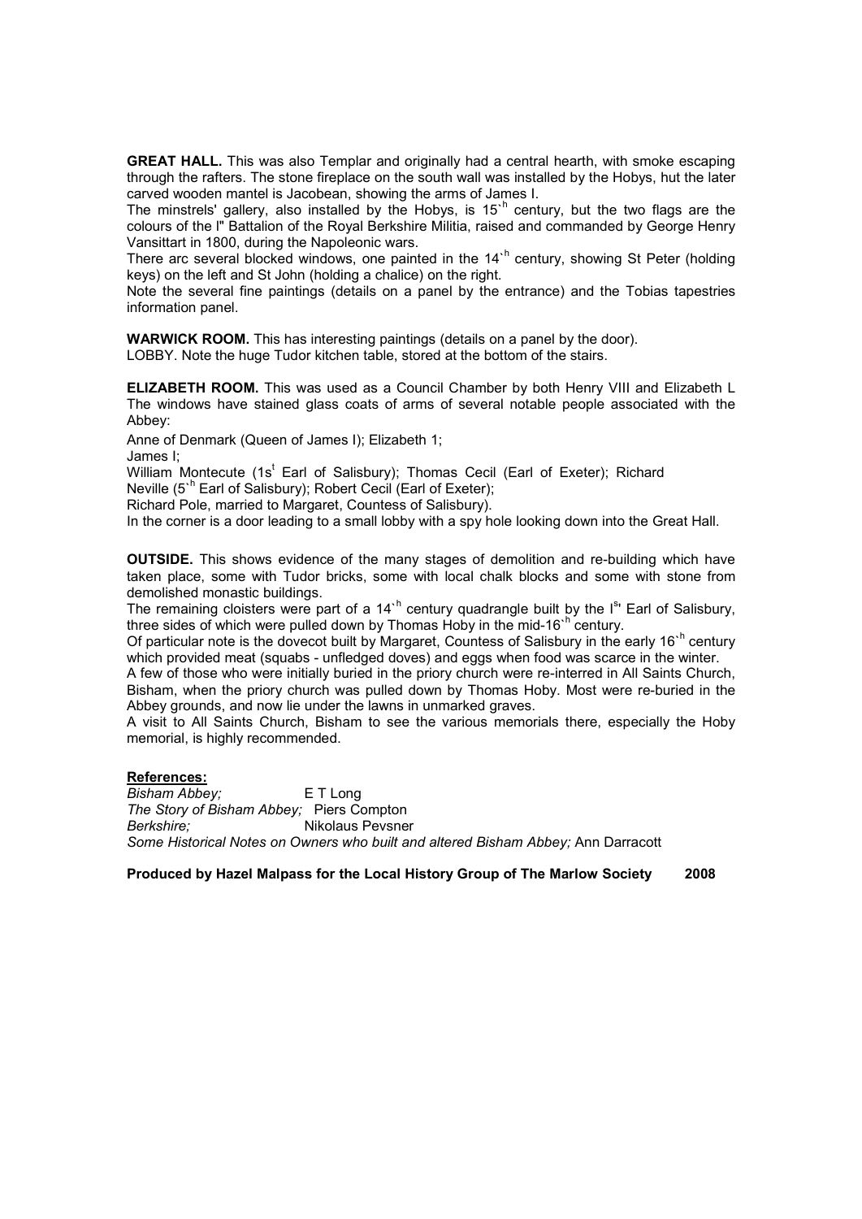**GREAT HALL.** This was also Templar and originally had a central hearth, with smoke escaping through the rafters. The stone fireplace on the south wall was installed by the Hobys, hut the later carved wooden mantel is Jacobean, showing the arms of James I.

The minstrels' gallery, also installed by the Hobys, is 15th century, but the two flags are the colours of the 1st Battalion of the Royal Berkshire Militia, raised and commanded by George Henry Vansittart in 1800, during the Napoleonic wars.

There arc several blocked windows, one painted in the 14th century, showing St Peter (holding keys) on the left and St John (holding a chalice) on the right.

Note the several fine paintings (details on a panel by the entrance) and the Tobias tapestries information panel.

**WARWICK ROOM.** This has interesting paintings (details on a panel by the door).

LOBBY. Note the huge Tudor kitchen table, stored at the bottom of the stairs.

**ELIZABETH ROOM.** This was used as a Council Chamber by both Henry VIII and Elizabeth L The windows have stained glass coats of arms of several notable people associated with the Abbey:

Anne of Denmark (Queen of James I); Elizabeth 1;

James I;

William Montecute (1st Earl of Salisbury); Thomas Cecil (Earl of Exeter); Richard Neville (5th Earl of Salisbury); Robert Cecil (Earl of Exeter);

Richard Pole, married to Margaret, Countess of Salisbury).

In the corner is a door leading to a small lobby with a spy hole looking down into the Great Hall.

**OUTSIDE.** This shows evidence of the many stages of demolition and re-building which have taken place, some with Tudor bricks, some with local chalk blocks and some with stone from demolished monastic buildings.

The remaining cloisters were part of a 14th century quadrangle built by the 1st Earl of Salisbury, three sides of which were pulled down by Thomas Hoby in the mid-16th century.

Of particular note is the dovecot built by Margaret, Countess of Salisbury in the early 16th century which provided meat (squabs - unfledged doves) and eggs when food was scarce in the winter.

A few of those who were initially buried in the priory church were re-interred in All Saints Church, Bisham, when the priory church was pulled down by Thomas Hoby. Most were re-buried in the Abbey grounds, and now lie under the lawns in unmarked graves.

A visit to All Saints Church, Bisham to see the various memorials there, especially the Hoby memorial, is highly recommended.

**References:**

*Bisham Abbey;* E T Long

*The Story of Bisham Abbey;* Piers Compton

*Berkshire;* Nikolaus Pevsner

*Some Historical Notes on Owners who built and altered Bisham Abbey;* Ann Darracott

**Produced by Hazel Malpass for the Local History Group of The Marlow Society 2008**